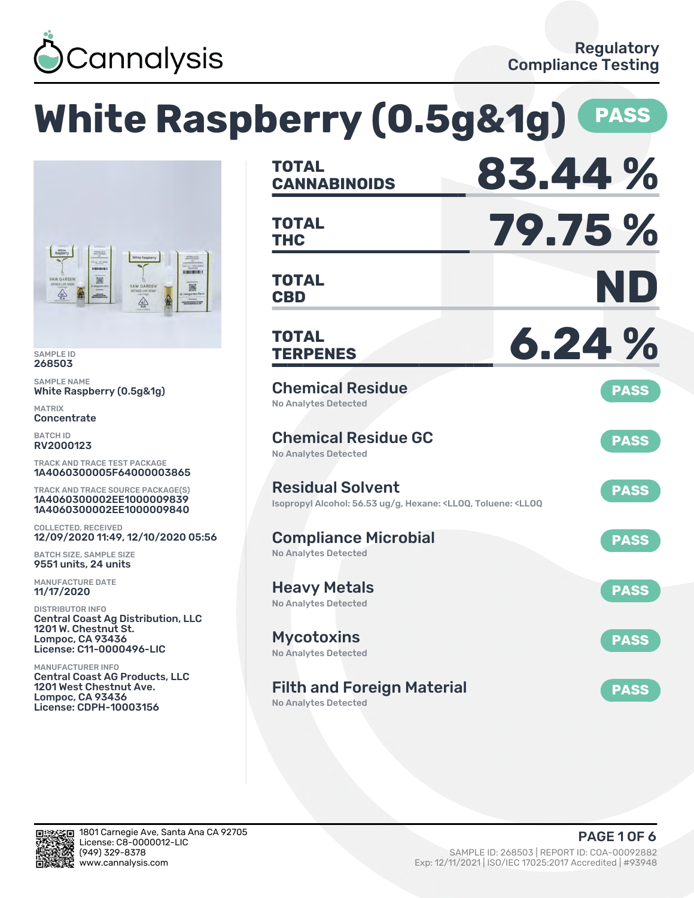Cannalysis

Regulatory Compliance Testing

# White Raspberry (0.5g&1g) PASS

SAMPLE ID
268503

SAMPLE NAME
White Raspberry (0.5g&1g)

MATRIX
Concentrate

BATCH ID
RV2000123

TRACK AND TRACE TEST PACKAGE
1A4060300005F64000003865

TRACK AND TRACE SOURCE PACKAGE(S)
1A4060300002EE1000009839
1A4060300002EE1000009840

COLLECTED, RECEIVED
12/09/2020 11:49, 12/10/2020 05:56

BATCH SIZE, SAMPLE SIZE
9551 units, 24 units

MANUFACTURE DATE
11/17/2020

DISTRIBUTOR INFO
Central Coast Ag Distribution, LLC
1201 W. Chestnut St.
Lompoc, CA 93436
License: C11-0000496-LIC

MANUFACTURER INFO
Central Coast AG Products, LLC
1201 West Chestnut Ave.
Lompoc, CA 93436
License: CDPH-10003156

**TOTAL CANNABINOIDS** 83.44 %

**TOTAL THC** 79.75 %

**TOTAL CBD** ND

**TOTAL TERPENES** 6.24 %

## Chemical Residue — PASS
No Analytes Detected

## Chemical Residue GC — PASS
No Analytes Detected

## Residual Solvent — PASS
Isopropyl Alcohol: 56.53 ug/g, Hexane: <LLOQ, Toluene: <LLOQ

## Compliance Microbial — PASS
No Analytes Detected

## Heavy Metals — PASS
No Analytes Detected

## Mycotoxins — PASS
No Analytes Detected

## Filth and Foreign Material — PASS
No Analytes Detected

1801 Carnegie Ave, Santa Ana CA 92705
License: C8-0000012-LIC
(949) 329-8378
www.cannalysis.com

SAMPLE ID: 268503 | REPORT ID: COA-00092882
Exp: 12/11/2021 | ISO/IEC 17025:2017 Accredited | #93948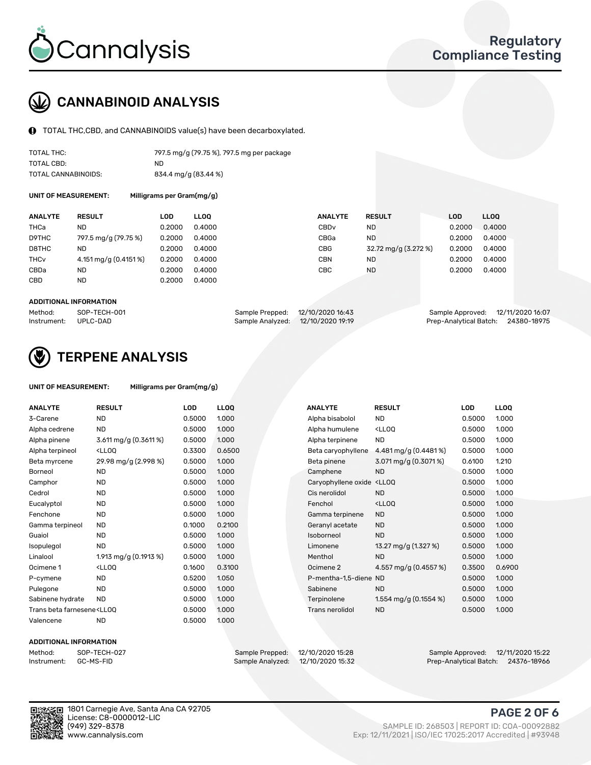# CANNABINOID ANALYSIS

TOTAL THC,CBD, and CANNABINOIDS value(s) have been decarboxylated.

| | |
|---|---|
| TOTAL THC: | 797.5 mg/g (79.75 %), 797.5 mg per package |
| TOTAL CBD: | ND |
| TOTAL CANNABINOIDS: | 834.4 mg/g (83.44 %) |

**UNIT OF MEASUREMENT:** Milligrams per Gram(mg/g)

| ANALYTE | RESULT | LOD | LLOQ | ANALYTE | RESULT | LOD | LLOQ |
|---|---|---|---|---|---|---|---|
| THCa | ND | 0.2000 | 0.4000 | CBDv | ND | 0.2000 | 0.4000 |
| D9THC | 797.5 mg/g (79.75 %) | 0.2000 | 0.4000 | CBGa | ND | 0.2000 | 0.4000 |
| D8THC | ND | 0.2000 | 0.4000 | CBG | 32.72 mg/g (3.272 %) | 0.2000 | 0.4000 |
| THCv | 4.151 mg/g (0.4151 %) | 0.2000 | 0.4000 | CBN | ND | 0.2000 | 0.4000 |
| CBDa | ND | 0.2000 | 0.4000 | CBC | ND | 0.2000 | 0.4000 |
| CBD | ND | 0.2000 | 0.4000 | | | | |

**ADDITIONAL INFORMATION**

| | | | | | |
|---|---|---|---|---|---|
| Method: | SOP-TECH-001 | Sample Prepped: | 12/10/2020 16:43 | Sample Approved: | 12/11/2020 16:07 |
| Instrument: | UPLC-DAD | Sample Analyzed: | 12/10/2020 19:19 | Prep-Analytical Batch: | 24380-18975 |

# TERPENE ANALYSIS

**UNIT OF MEASUREMENT:** Milligrams per Gram(mg/g)

| ANALYTE | RESULT | LOD | LLOQ | ANALYTE | RESULT | LOD | LLOQ |
|---|---|---|---|---|---|---|---|
| 3-Carene | ND | 0.5000 | 1.000 | Alpha bisabolol | ND | 0.5000 | 1.000 |
| Alpha cedrene | ND | 0.5000 | 1.000 | Alpha humulene | <LLOQ | 0.5000 | 1.000 |
| Alpha pinene | 3.611 mg/g (0.3611 %) | 0.5000 | 1.000 | Alpha terpinene | ND | 0.5000 | 1.000 |
| Alpha terpineol | <LLOQ | 0.3300 | 0.6500 | Beta caryophyllene | 4.481 mg/g (0.4481 %) | 0.5000 | 1.000 |
| Beta myrcene | 29.98 mg/g (2.998 %) | 0.5000 | 1.000 | Beta pinene | 3.071 mg/g (0.3071 %) | 0.6100 | 1.210 |
| Borneol | ND | 0.5000 | 1.000 | Camphene | ND | 0.5000 | 1.000 |
| Camphor | ND | 0.5000 | 1.000 | Caryophyllene oxide | <LLOQ | 0.5000 | 1.000 |
| Cedrol | ND | 0.5000 | 1.000 | Cis nerolidol | ND | 0.5000 | 1.000 |
| Eucalyptol | ND | 0.5000 | 1.000 | Fenchol | <LLOQ | 0.5000 | 1.000 |
| Fenchone | ND | 0.5000 | 1.000 | Gamma terpinene | ND | 0.5000 | 1.000 |
| Gamma terpineol | ND | 0.1000 | 0.2100 | Geranyl acetate | ND | 0.5000 | 1.000 |
| Guaiol | ND | 0.5000 | 1.000 | Isoborneol | ND | 0.5000 | 1.000 |
| Isopulegol | ND | 0.5000 | 1.000 | Limonene | 13.27 mg/g (1.327 %) | 0.5000 | 1.000 |
| Linalool | 1.913 mg/g (0.1913 %) | 0.5000 | 1.000 | Menthol | ND | 0.5000 | 1.000 |
| Ocimene 1 | <LLOQ | 0.1600 | 0.3100 | Ocimene 2 | 4.557 mg/g (0.4557 %) | 0.3500 | 0.6900 |
| P-cymene | ND | 0.5200 | 1.050 | P-mentha-1,5-diene | ND | 0.5000 | 1.000 |
| Pulegone | ND | 0.5000 | 1.000 | Sabinene | ND | 0.5000 | 1.000 |
| Sabinene hydrate | ND | 0.5000 | 1.000 | Terpinolene | 1.554 mg/g (0.1554 %) | 0.5000 | 1.000 |
| Trans beta farnesene | <LLOQ | 0.5000 | 1.000 | Trans nerolidol | ND | 0.5000 | 1.000 |
| Valencene | ND | 0.5000 | 1.000 | | | | |

**ADDITIONAL INFORMATION**

| | | | | | |
|---|---|---|---|---|---|
| Method: | SOP-TECH-027 | Sample Prepped: | 12/10/2020 15:28 | Sample Approved: | 12/11/2020 15:22 |
| Instrument: | GC-MS-FID | Sample Analyzed: | 12/10/2020 15:32 | Prep-Analytical Batch: | 24376-18966 |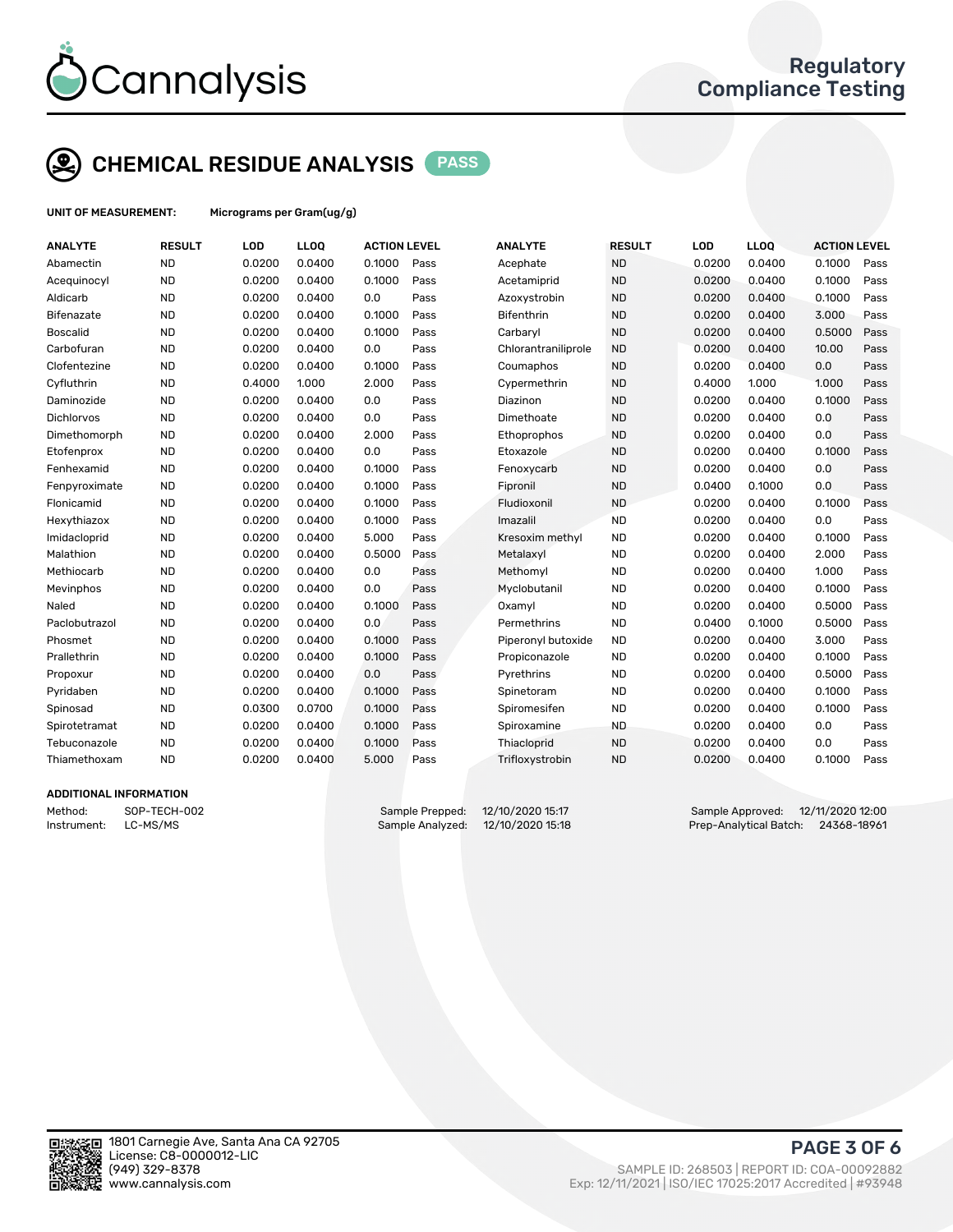# CHEMICAL RESIDUE ANALYSIS PASS

**UNIT OF MEASUREMENT:** Micrograms per Gram(ug/g)

| ANALYTE | RESULT | LOD | LLOQ | ACTION LEVEL | | ANALYTE | RESULT | LOD | LLOQ | ACTION LEVEL | |
|---|---|---|---|---|---|---|---|---|---|---|---|
| Abamectin | ND | 0.0200 | 0.0400 | 0.1000 | Pass | Acephate | ND | 0.0200 | 0.0400 | 0.1000 | Pass |
| Acequinocyl | ND | 0.0200 | 0.0400 | 0.1000 | Pass | Acetamiprid | ND | 0.0200 | 0.0400 | 0.1000 | Pass |
| Aldicarb | ND | 0.0200 | 0.0400 | 0.0 | Pass | Azoxystrobin | ND | 0.0200 | 0.0400 | 0.1000 | Pass |
| Bifenazate | ND | 0.0200 | 0.0400 | 0.1000 | Pass | Bifenthrin | ND | 0.0200 | 0.0400 | 3.000 | Pass |
| Boscalid | ND | 0.0200 | 0.0400 | 0.1000 | Pass | Carbaryl | ND | 0.0200 | 0.0400 | 0.5000 | Pass |
| Carbofuran | ND | 0.0200 | 0.0400 | 0.0 | Pass | Chlorantraniliprole | ND | 0.0200 | 0.0400 | 10.00 | Pass |
| Clofentezine | ND | 0.0200 | 0.0400 | 0.1000 | Pass | Coumaphos | ND | 0.0200 | 0.0400 | 0.0 | Pass |
| Cyfluthrin | ND | 0.4000 | 1.000 | 2.000 | Pass | Cypermethrin | ND | 0.4000 | 1.000 | 1.000 | Pass |
| Daminozide | ND | 0.0200 | 0.0400 | 0.0 | Pass | Diazinon | ND | 0.0200 | 0.0400 | 0.1000 | Pass |
| Dichlorvos | ND | 0.0200 | 0.0400 | 0.0 | Pass | Dimethoate | ND | 0.0200 | 0.0400 | 0.0 | Pass |
| Dimethomorph | ND | 0.0200 | 0.0400 | 2.000 | Pass | Ethoprophos | ND | 0.0200 | 0.0400 | 0.0 | Pass |
| Etofenprox | ND | 0.0200 | 0.0400 | 0.0 | Pass | Etoxazole | ND | 0.0200 | 0.0400 | 0.1000 | Pass |
| Fenhexamid | ND | 0.0200 | 0.0400 | 0.1000 | Pass | Fenoxycarb | ND | 0.0200 | 0.0400 | 0.0 | Pass |
| Fenpyroximate | ND | 0.0200 | 0.0400 | 0.1000 | Pass | Fipronil | ND | 0.0400 | 0.1000 | 0.0 | Pass |
| Flonicamid | ND | 0.0200 | 0.0400 | 0.1000 | Pass | Fludioxonil | ND | 0.0200 | 0.0400 | 0.1000 | Pass |
| Hexythiazox | ND | 0.0200 | 0.0400 | 0.1000 | Pass | Imazalil | ND | 0.0200 | 0.0400 | 0.0 | Pass |
| Imidacloprid | ND | 0.0200 | 0.0400 | 5.000 | Pass | Kresoxim methyl | ND | 0.0200 | 0.0400 | 0.1000 | Pass |
| Malathion | ND | 0.0200 | 0.0400 | 0.5000 | Pass | Metalaxyl | ND | 0.0200 | 0.0400 | 2.000 | Pass |
| Methiocarb | ND | 0.0200 | 0.0400 | 0.0 | Pass | Methomyl | ND | 0.0200 | 0.0400 | 1.000 | Pass |
| Mevinphos | ND | 0.0200 | 0.0400 | 0.0 | Pass | Myclobutanil | ND | 0.0200 | 0.0400 | 0.1000 | Pass |
| Naled | ND | 0.0200 | 0.0400 | 0.1000 | Pass | Oxamyl | ND | 0.0200 | 0.0400 | 0.5000 | Pass |
| Paclobutrazol | ND | 0.0200 | 0.0400 | 0.0 | Pass | Permethrins | ND | 0.0400 | 0.1000 | 0.5000 | Pass |
| Phosmet | ND | 0.0200 | 0.0400 | 0.1000 | Pass | Piperonyl butoxide | ND | 0.0200 | 0.0400 | 3.000 | Pass |
| Prallethrin | ND | 0.0200 | 0.0400 | 0.1000 | Pass | Propiconazole | ND | 0.0200 | 0.0400 | 0.1000 | Pass |
| Propoxur | ND | 0.0200 | 0.0400 | 0.0 | Pass | Pyrethrins | ND | 0.0200 | 0.0400 | 0.5000 | Pass |
| Pyridaben | ND | 0.0200 | 0.0400 | 0.1000 | Pass | Spinetoram | ND | 0.0200 | 0.0400 | 0.1000 | Pass |
| Spinosad | ND | 0.0300 | 0.0700 | 0.1000 | Pass | Spiromesifen | ND | 0.0200 | 0.0400 | 0.1000 | Pass |
| Spirotetramat | ND | 0.0200 | 0.0400 | 0.1000 | Pass | Spiroxamine | ND | 0.0200 | 0.0400 | 0.0 | Pass |
| Tebuconazole | ND | 0.0200 | 0.0400 | 0.1000 | Pass | Thiacloprid | ND | 0.0200 | 0.0400 | 0.0 | Pass |
| Thiamethoxam | ND | 0.0200 | 0.0400 | 5.000 | Pass | Trifloxystrobin | ND | 0.0200 | 0.0400 | 0.1000 | Pass |

## ADDITIONAL INFORMATION

Method: SOP-TECH-002
Instrument: LC-MS/MS

Sample Prepped: 12/10/2020 15:17
Sample Analyzed: 12/10/2020 15:18

Sample Approved: 12/11/2020 12:00
Prep-Analytical Batch: 24368-18961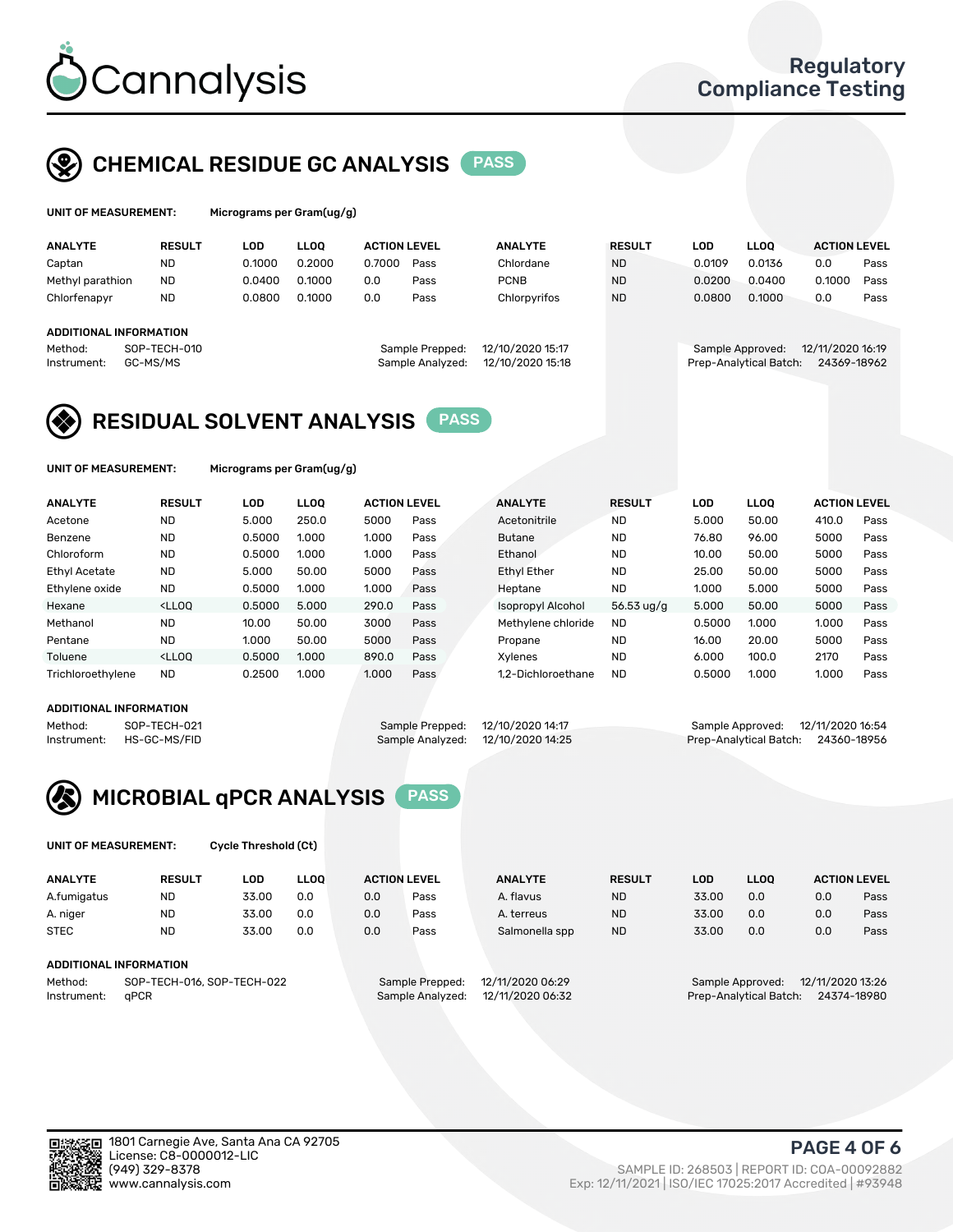# Cannalysis

Regulatory Compliance Testing

## CHEMICAL RESIDUE GC ANALYSIS PASS

**UNIT OF MEASUREMENT:** Micrograms per Gram(ug/g)

| ANALYTE | RESULT | LOD | LLOQ | ACTION LEVEL | | ANALYTE | RESULT | LOD | LLOQ | ACTION LEVEL | |
|---|---|---|---|---|---|---|---|---|---|---|---|
| Captan | ND | 0.1000 | 0.2000 | 0.7000 | Pass | Chlordane | ND | 0.0109 | 0.0136 | 0.0 | Pass |
| Methyl parathion | ND | 0.0400 | 0.1000 | 0.0 | Pass | PCNB | ND | 0.0200 | 0.0400 | 0.1000 | Pass |
| Chlorfenapyr | ND | 0.0800 | 0.1000 | 0.0 | Pass | Chlorpyrifos | ND | 0.0800 | 0.1000 | 0.0 | Pass |

**ADDITIONAL INFORMATION**

Method: SOP-TECH-010
Instrument: GC-MS/MS

Sample Prepped: 12/10/2020 15:17
Sample Analyzed: 12/10/2020 15:18

Sample Approved: 12/11/2020 16:19
Prep-Analytical Batch: 24369-18962

## RESIDUAL SOLVENT ANALYSIS PASS

**UNIT OF MEASUREMENT:** Micrograms per Gram(ug/g)

| ANALYTE | RESULT | LOD | LLOQ | ACTION LEVEL | | ANALYTE | RESULT | LOD | LLOQ | ACTION LEVEL | |
|---|---|---|---|---|---|---|---|---|---|---|---|
| Acetone | ND | 5.000 | 250.0 | 5000 | Pass | Acetonitrile | ND | 5.000 | 50.00 | 410.0 | Pass |
| Benzene | ND | 0.5000 | 1.000 | 1.000 | Pass | Butane | ND | 76.80 | 96.00 | 5000 | Pass |
| Chloroform | ND | 0.5000 | 1.000 | 1.000 | Pass | Ethanol | ND | 10.00 | 50.00 | 5000 | Pass |
| Ethyl Acetate | ND | 5.000 | 50.00 | 5000 | Pass | Ethyl Ether | ND | 25.00 | 50.00 | 5000 | Pass |
| Ethylene oxide | ND | 0.5000 | 1.000 | 1.000 | Pass | Heptane | ND | 1.000 | 5.000 | 5000 | Pass |
| Hexane | <LLOQ | 0.5000 | 5.000 | 290.0 | Pass | Isopropyl Alcohol | 56.53 ug/g | 5.000 | 50.00 | 5000 | Pass |
| Methanol | ND | 10.00 | 50.00 | 3000 | Pass | Methylene chloride | ND | 0.5000 | 1.000 | 1.000 | Pass |
| Pentane | ND | 1.000 | 50.00 | 5000 | Pass | Propane | ND | 16.00 | 20.00 | 5000 | Pass |
| Toluene | <LLOQ | 0.5000 | 1.000 | 890.0 | Pass | Xylenes | ND | 6.000 | 100.0 | 2170 | Pass |
| Trichloroethylene | ND | 0.2500 | 1.000 | 1.000 | Pass | 1,2-Dichloroethane | ND | 0.5000 | 1.000 | 1.000 | Pass |

**ADDITIONAL INFORMATION**

Method: SOP-TECH-021
Instrument: HS-GC-MS/FID

Sample Prepped: 12/10/2020 14:17
Sample Analyzed: 12/10/2020 14:25

Sample Approved: 12/11/2020 16:54
Prep-Analytical Batch: 24360-18956

## MICROBIAL qPCR ANALYSIS PASS

**UNIT OF MEASUREMENT:** Cycle Threshold (Ct)

| ANALYTE | RESULT | LOD | LLOQ | ACTION LEVEL | | ANALYTE | RESULT | LOD | LLOQ | ACTION LEVEL | |
|---|---|---|---|---|---|---|---|---|---|---|---|
| A.fumigatus | ND | 33.00 | 0.0 | 0.0 | Pass | A. flavus | ND | 33.00 | 0.0 | 0.0 | Pass |
| A. niger | ND | 33.00 | 0.0 | 0.0 | Pass | A. terreus | ND | 33.00 | 0.0 | 0.0 | Pass |
| STEC | ND | 33.00 | 0.0 | 0.0 | Pass | Salmonella spp | ND | 33.00 | 0.0 | 0.0 | Pass |

**ADDITIONAL INFORMATION**

Method: SOP-TECH-016, SOP-TECH-022
Instrument: qPCR

Sample Prepped: 12/11/2020 06:29
Sample Analyzed: 12/11/2020 06:32

Sample Approved: 12/11/2020 13:26
Prep-Analytical Batch: 24374-18980

1801 Carnegie Ave, Santa Ana CA 92705
License: C8-0000012-LIC
(949) 329-8378
www.cannalysis.com

SAMPLE ID: 268503 | REPORT ID: COA-00092882
Exp: 12/11/2021 | ISO/IEC 17025:2017 Accredited | #93948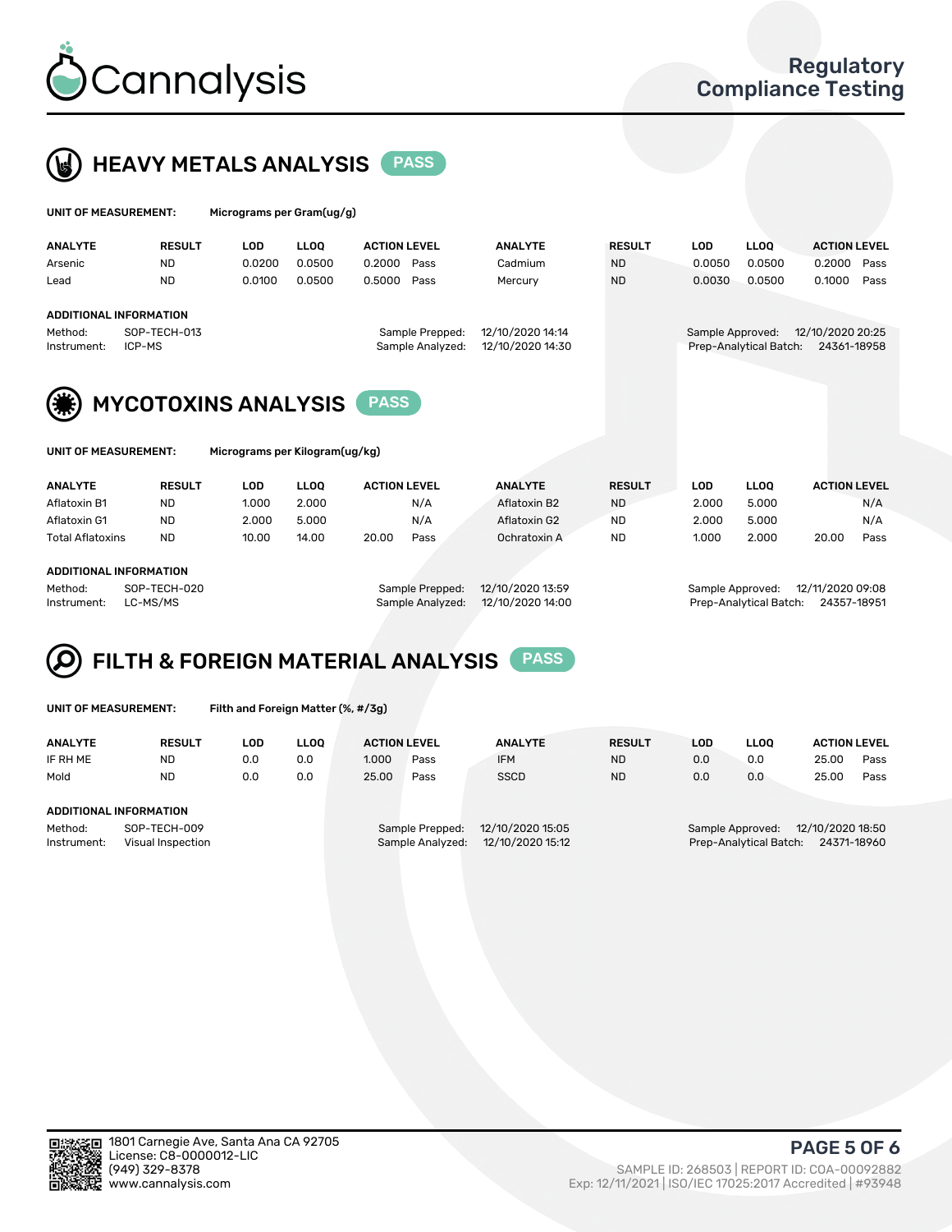# Cannalysis

Regulatory Compliance Testing

## HEAVY METALS ANALYSIS PASS

**UNIT OF MEASUREMENT:** Micrograms per Gram(ug/g)

| ANALYTE | RESULT | LOD | LLOQ | ACTION LEVEL | | ANALYTE | RESULT | LOD | LLOQ | ACTION LEVEL | |
|---|---|---|---|---|---|---|---|---|---|---|---|
| Arsenic | ND | 0.0200 | 0.0500 | 0.2000 | Pass | Cadmium | ND | 0.0050 | 0.0500 | 0.2000 | Pass |
| Lead | ND | 0.0100 | 0.0500 | 0.5000 | Pass | Mercury | ND | 0.0030 | 0.0500 | 0.1000 | Pass |

**ADDITIONAL INFORMATION**

Method: SOP-TECH-013
Instrument: ICP-MS
Sample Prepped: 12/10/2020 14:14
Sample Analyzed: 12/10/2020 14:30
Sample Approved: 12/10/2020 20:25
Prep-Analytical Batch: 24361-18958

## MYCOTOXINS ANALYSIS PASS

**UNIT OF MEASUREMENT:** Micrograms per Kilogram(ug/kg)

| ANALYTE | RESULT | LOD | LLOQ | ACTION LEVEL | | ANALYTE | RESULT | LOD | LLOQ | ACTION LEVEL | |
|---|---|---|---|---|---|---|---|---|---|---|---|
| Aflatoxin B1 | ND | 1.000 | 2.000 | | N/A | Aflatoxin B2 | ND | 2.000 | 5.000 | | N/A |
| Aflatoxin G1 | ND | 2.000 | 5.000 | | N/A | Aflatoxin G2 | ND | 2.000 | 5.000 | | N/A |
| Total Aflatoxins | ND | 10.00 | 14.00 | 20.00 | Pass | Ochratoxin A | ND | 1.000 | 2.000 | 20.00 | Pass |

**ADDITIONAL INFORMATION**

Method: SOP-TECH-020
Instrument: LC-MS/MS
Sample Prepped: 12/10/2020 13:59
Sample Analyzed: 12/10/2020 14:00
Sample Approved: 12/11/2020 09:08
Prep-Analytical Batch: 24357-18951

## FILTH & FOREIGN MATERIAL ANALYSIS PASS

**UNIT OF MEASUREMENT:** Filth and Foreign Matter (%, #/3g)

| ANALYTE | RESULT | LOD | LLOQ | ACTION LEVEL | | ANALYTE | RESULT | LOD | LLOQ | ACTION LEVEL | |
|---|---|---|---|---|---|---|---|---|---|---|---|
| IF RH ME | ND | 0.0 | 0.0 | 1.000 | Pass | IFM | ND | 0.0 | 0.0 | 25.00 | Pass |
| Mold | ND | 0.0 | 0.0 | 25.00 | Pass | SSCD | ND | 0.0 | 0.0 | 25.00 | Pass |

**ADDITIONAL INFORMATION**

Method: SOP-TECH-009
Instrument: Visual Inspection
Sample Prepped: 12/10/2020 15:05
Sample Analyzed: 12/10/2020 15:12
Sample Approved: 12/10/2020 18:50
Prep-Analytical Batch: 24371-18960

1801 Carnegie Ave, Santa Ana CA 92705
License: C8-0000012-LIC
(949) 329-8378
www.cannalysis.com

SAMPLE ID: 268503 | REPORT ID: COA-00092882
Exp: 12/11/2021 | ISO/IEC 17025:2017 Accredited | #93948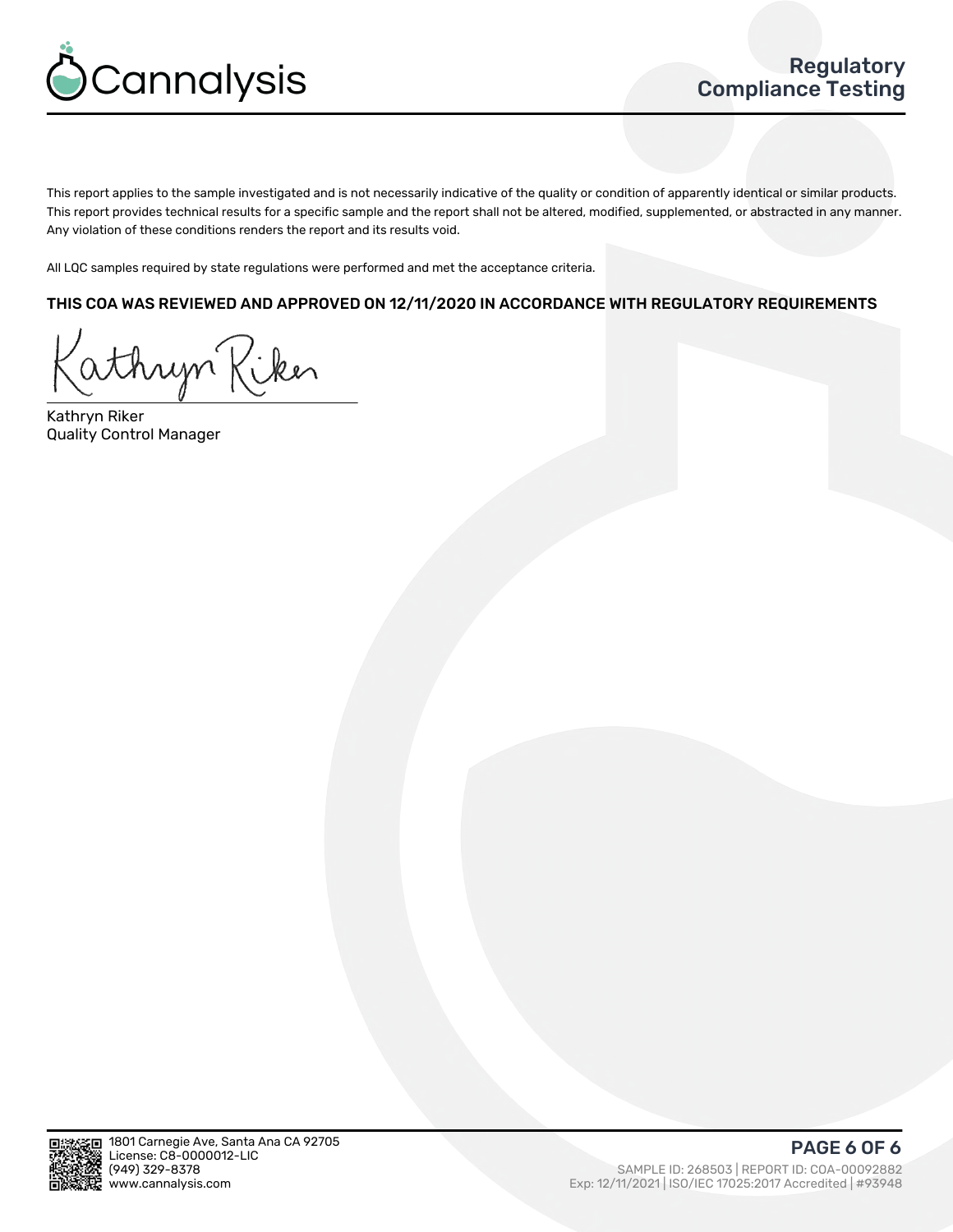This report applies to the sample investigated and is not necessarily indicative of the quality or condition of apparently identical or similar products. This report provides technical results for a specific sample and the report shall not be altered, modified, supplemented, or abstracted in any manner. Any violation of these conditions renders the report and its results void.

All LQC samples required by state regulations were performed and met the acceptance criteria.

**THIS COA WAS REVIEWED AND APPROVED ON 12/11/2020 IN ACCORDANCE WITH REGULATORY REQUIREMENTS**

Kathryn Riker
Quality Control Manager